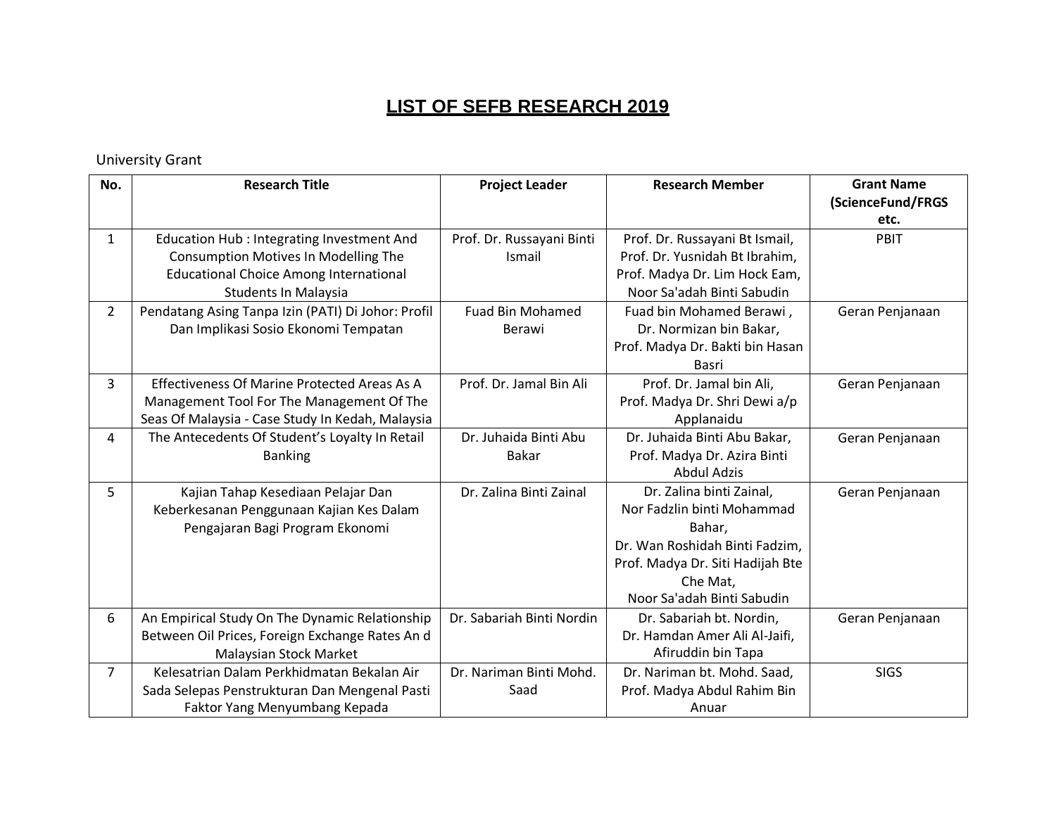# LIST OF SEFB RESEARCH 2019

University Grant

| No. | Research Title | Project Leader | Research Member | Grant Name (ScienceFund/FRGS etc. |
|---|---|---|---|---|
| 1 | Education Hub : Integrating Investment And Consumption Motives In Modelling The Educational Choice Among International Students In Malaysia | Prof. Dr. Russayani Binti Ismail | Prof. Dr. Russayani Bt Ismail, Prof. Dr. Yusnidah Bt Ibrahim, Prof. Madya Dr. Lim Hock Eam, Noor Sa'adah Binti Sabudin | PBIT |
| 2 | Pendatang Asing Tanpa Izin (PATI) Di Johor: Profil Dan Implikasi Sosio Ekonomi Tempatan | Fuad Bin Mohamed Berawi | Fuad bin Mohamed Berawi , Dr. Normizan bin Bakar, Prof. Madya Dr. Bakti bin Hasan Basri | Geran Penjanaan |
| 3 | Effectiveness Of Marine Protected Areas As A Management Tool For The Management Of The Seas Of Malaysia - Case Study In Kedah, Malaysia | Prof. Dr. Jamal Bin Ali | Prof. Dr. Jamal bin Ali, Prof. Madya Dr. Shri Dewi a/p Applanaidu | Geran Penjanaan |
| 4 | The Antecedents Of Student's Loyalty In Retail Banking | Dr. Juhaida Binti Abu Bakar | Dr. Juhaida Binti Abu Bakar, Prof. Madya Dr. Azira Binti Abdul Adzis | Geran Penjanaan |
| 5 | Kajian Tahap Kesediaan Pelajar Dan Keberkesanan Penggunaan Kajian Kes Dalam Pengajaran Bagi Program Ekonomi | Dr. Zalina Binti Zainal | Dr. Zalina binti Zainal, Nor Fadzlin binti Mohammad Bahar, Dr. Wan Roshidah Binti Fadzim, Prof. Madya Dr. Siti Hadijah Bte Che Mat, Noor Sa'adah Binti Sabudin | Geran Penjanaan |
| 6 | An Empirical Study On The Dynamic Relationship Between Oil Prices, Foreign Exchange Rates An d Malaysian Stock Market | Dr. Sabariah Binti Nordin | Dr. Sabariah bt. Nordin, Dr. Hamdan Amer Ali Al-Jaifi, Afiruddin bin Tapa | Geran Penjanaan |
| 7 | Kelesatrian Dalam Perkhidmatan Bekalan Air Sada Selepas Penstrukturan Dan Mengenal Pasti Faktor Yang Menyumbang Kepada | Dr. Nariman Binti Mohd. Saad | Dr. Nariman bt. Mohd. Saad, Prof. Madya Abdul Rahim Bin Anuar | SIGS |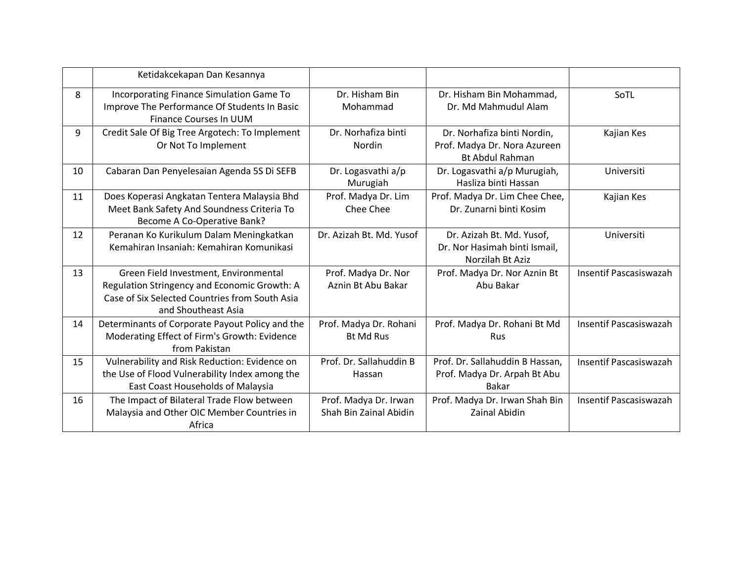| | | | | |
|---|---|---|---|---|
| | Ketidakcekapan Dan Kesannya | | | |
| 8 | Incorporating Finance Simulation Game To Improve The Performance Of Students In Basic Finance Courses In UUM | Dr. Hisham Bin Mohammad | Dr. Hisham Bin Mohammad, Dr. Md Mahmudul Alam | SoTL |
| 9 | Credit Sale Of Big Tree Argotech: To Implement Or Not To Implement | Dr. Norhafiza binti Nordin | Dr. Norhafiza binti Nordin, Prof. Madya Dr. Nora Azureen Bt Abdul Rahman | Kajian Kes |
| 10 | Cabaran Dan Penyelesaian Agenda 5S Di SEFB | Dr. Logasvathi a/p Murugiah | Dr. Logasvathi a/p Murugiah, Hasliza binti Hassan | Universiti |
| 11 | Does Koperasi Angkatan Tentera Malaysia Bhd Meet Bank Safety And Soundness Criteria To Become A Co-Operative Bank? | Prof. Madya Dr. Lim Chee Chee | Prof. Madya Dr. Lim Chee Chee, Dr. Zunarni binti Kosim | Kajian Kes |
| 12 | Peranan Ko Kurikulum Dalam Meningkatkan Kemahiran Insaniah: Kemahiran Komunikasi | Dr. Azizah Bt. Md. Yusof | Dr. Azizah Bt. Md. Yusof, Dr. Nor Hasimah binti Ismail, Norzilah Bt Aziz | Universiti |
| 13 | Green Field Investment, Environmental Regulation Stringency and Economic Growth: A Case of Six Selected Countries from South Asia and Shoutheast Asia | Prof. Madya Dr. Nor Aznin Bt Abu Bakar | Prof. Madya Dr. Nor Aznin Bt Abu Bakar | Insentif Pascasiswazah |
| 14 | Determinants of Corporate Payout Policy and the Moderating Effect of Firm's Growth: Evidence from Pakistan | Prof. Madya Dr. Rohani Bt Md Rus | Prof. Madya Dr. Rohani Bt Md Rus | Insentif Pascasiswazah |
| 15 | Vulnerability and Risk Reduction: Evidence on the Use of Flood Vulnerability Index among the East Coast Households of Malaysia | Prof. Dr. Sallahuddin B Hassan | Prof. Dr. Sallahuddin B Hassan, Prof. Madya Dr. Arpah Bt Abu Bakar | Insentif Pascasiswazah |
| 16 | The Impact of Bilateral Trade Flow between Malaysia and Other OIC Member Countries in Africa | Prof. Madya Dr. Irwan Shah Bin Zainal Abidin | Prof. Madya Dr. Irwan Shah Bin Zainal Abidin | Insentif Pascasiswazah |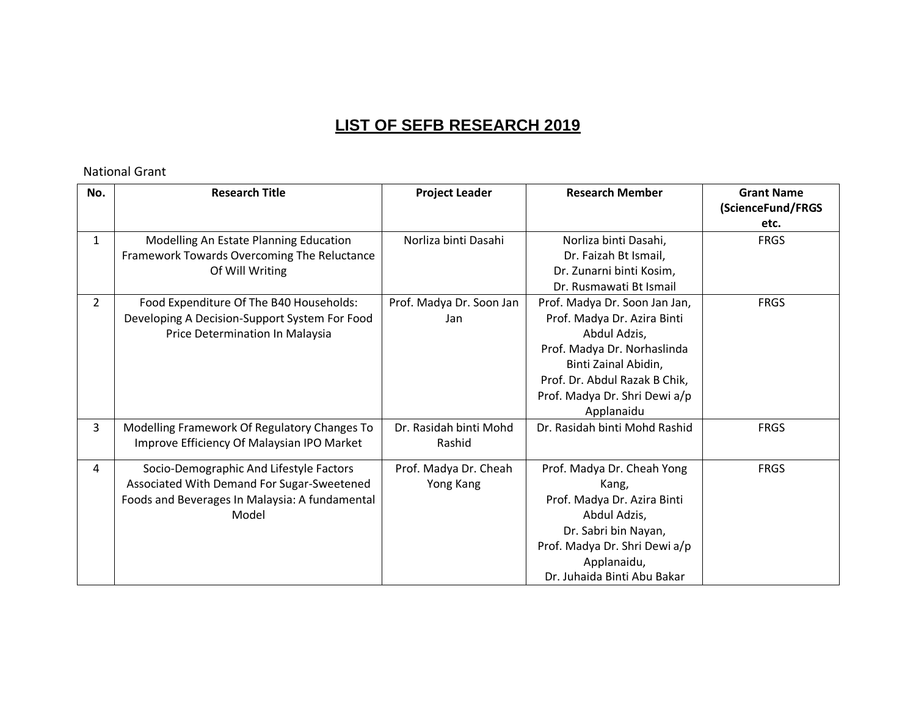# LIST OF SEFB RESEARCH 2019

National Grant

| No. | Research Title | Project Leader | Research Member | Grant Name (ScienceFund/FRGS etc. |
|---|---|---|---|---|
| 1 | Modelling An Estate Planning Education Framework Towards Overcoming The Reluctance Of Will Writing | Norliza binti Dasahi | Norliza binti Dasahi, Dr. Faizah Bt Ismail, Dr. Zunarni binti Kosim, Dr. Rusmawati Bt Ismail | FRGS |
| 2 | Food Expenditure Of The B40 Households: Developing A Decision-Support System For Food Price Determination In Malaysia | Prof. Madya Dr. Soon Jan Jan | Prof. Madya Dr. Soon Jan Jan, Prof. Madya Dr. Azira Binti Abdul Adzis, Prof. Madya Dr. Norhaslinda Binti Zainal Abidin, Prof. Dr. Abdul Razak B Chik, Prof. Madya Dr. Shri Dewi a/p Applanaidu | FRGS |
| 3 | Modelling Framework Of Regulatory Changes To Improve Efficiency Of Malaysian IPO Market | Dr. Rasidah binti Mohd Rashid | Dr. Rasidah binti Mohd Rashid | FRGS |
| 4 | Socio-Demographic And Lifestyle Factors Associated With Demand For Sugar-Sweetened Foods and Beverages In Malaysia: A fundamental Model | Prof. Madya Dr. Cheah Yong Kang | Prof. Madya Dr. Cheah Yong Kang, Prof. Madya Dr. Azira Binti Abdul Adzis, Dr. Sabri bin Nayan, Prof. Madya Dr. Shri Dewi a/p Applanaidu, Dr. Juhaida Binti Abu Bakar | FRGS |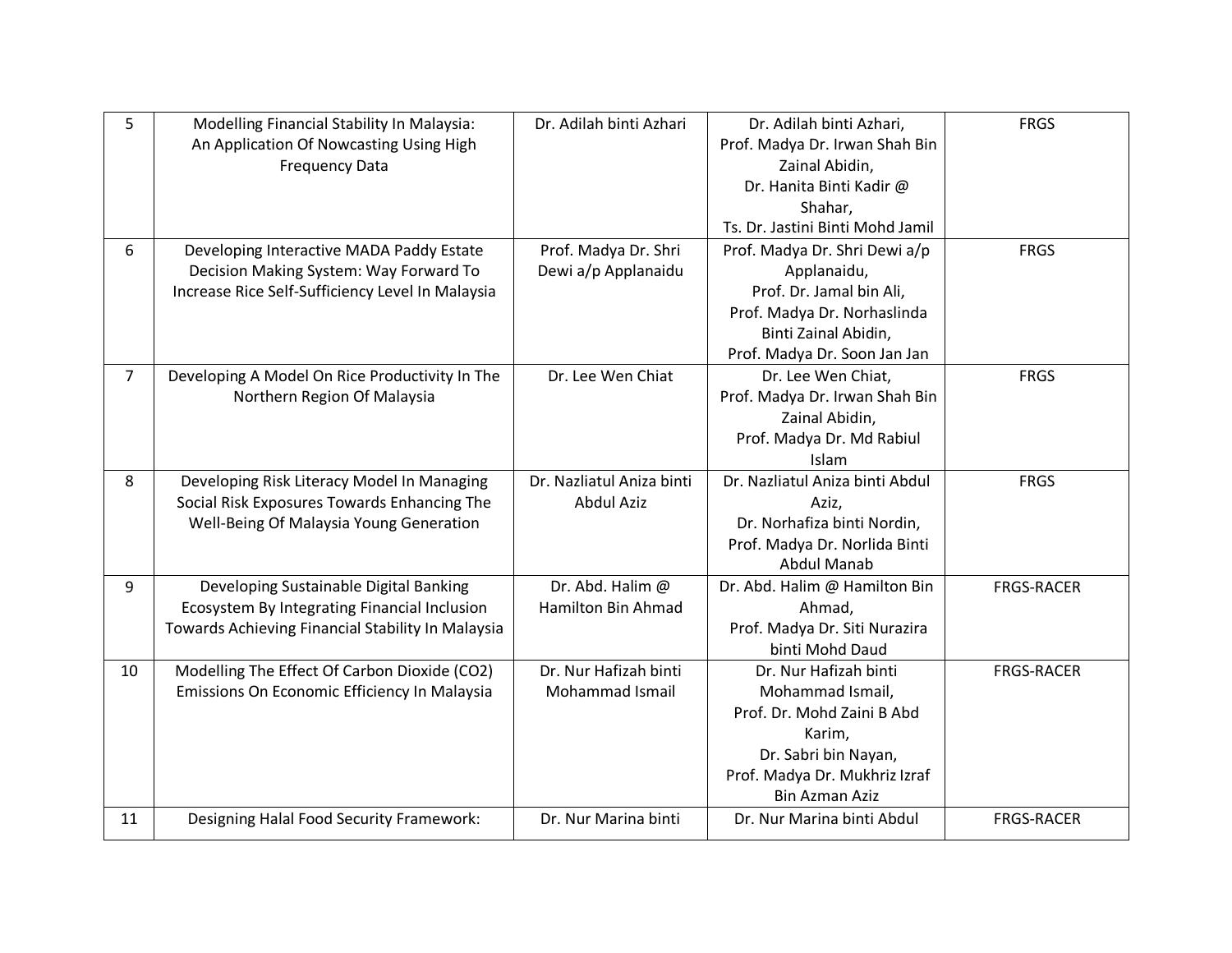| 5 | Modelling Financial Stability In Malaysia: An Application Of Nowcasting Using High Frequency Data | Dr. Adilah binti Azhari | Dr. Adilah binti Azhari, Prof. Madya Dr. Irwan Shah Bin Zainal Abidin, Dr. Hanita Binti Kadir @ Shahar, Ts. Dr. Jastini Binti Mohd Jamil | FRGS |
|---|---|---|---|---|
| 6 | Developing Interactive MADA Paddy Estate Decision Making System: Way Forward To Increase Rice Self-Sufficiency Level In Malaysia | Prof. Madya Dr. Shri Dewi a/p Applanaidu | Prof. Madya Dr. Shri Dewi a/p Applanaidu, Prof. Dr. Jamal bin Ali, Prof. Madya Dr. Norhaslinda Binti Zainal Abidin, Prof. Madya Dr. Soon Jan Jan | FRGS |
| 7 | Developing A Model On Rice Productivity In The Northern Region Of Malaysia | Dr. Lee Wen Chiat | Dr. Lee Wen Chiat, Prof. Madya Dr. Irwan Shah Bin Zainal Abidin, Prof. Madya Dr. Md Rabiul Islam | FRGS |
| 8 | Developing Risk Literacy Model In Managing Social Risk Exposures Towards Enhancing The Well-Being Of Malaysia Young Generation | Dr. Nazliatul Aniza binti Abdul Aziz | Dr. Nazliatul Aniza binti Abdul Aziz, Dr. Norhafiza binti Nordin, Prof. Madya Dr. Norlida Binti Abdul Manab | FRGS |
| 9 | Developing Sustainable Digital Banking Ecosystem By Integrating Financial Inclusion Towards Achieving Financial Stability In Malaysia | Dr. Abd. Halim @ Hamilton Bin Ahmad | Dr. Abd. Halim @ Hamilton Bin Ahmad, Prof. Madya Dr. Siti Nurazira binti Mohd Daud | FRGS-RACER |
| 10 | Modelling The Effect Of Carbon Dioxide (CO2) Emissions On Economic Efficiency In Malaysia | Dr. Nur Hafizah binti Mohammad Ismail | Dr. Nur Hafizah binti Mohammad Ismail, Prof. Dr. Mohd Zaini B Abd Karim, Dr. Sabri bin Nayan, Prof. Madya Dr. Mukhriz Izraf Bin Azman Aziz | FRGS-RACER |
| 11 | Designing Halal Food Security Framework: | Dr. Nur Marina binti | Dr. Nur Marina binti Abdul | FRGS-RACER |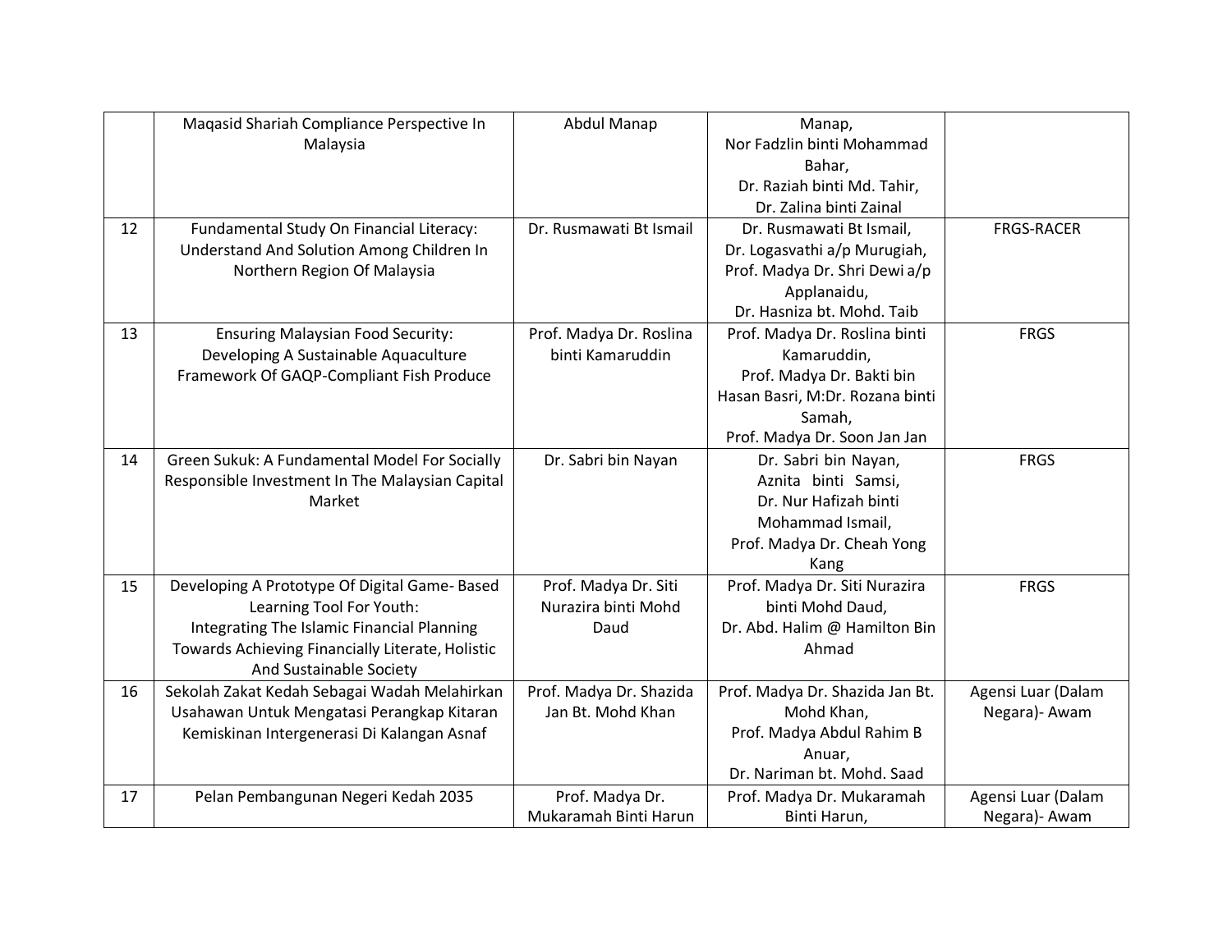|  |  |  |  |  |
|---|---|---|---|---|
|  | Maqasid Shariah Compliance Perspective In Malaysia | Abdul Manap | Manap, Nor Fadzlin binti Mohammad Bahar, Dr. Raziah binti Md. Tahir, Dr. Zalina binti Zainal |  |
| 12 | Fundamental Study On Financial Literacy: Understand And Solution Among Children In Northern Region Of Malaysia | Dr. Rusmawati Bt Ismail | Dr. Rusmawati Bt Ismail, Dr. Logasvathi a/p Murugiah, Prof. Madya Dr. Shri Dewi a/p Applanaidu, Dr. Hasniza bt. Mohd. Taib | FRGS-RACER |
| 13 | Ensuring Malaysian Food Security: Developing A Sustainable Aquaculture Framework Of GAQP-Compliant Fish Produce | Prof. Madya Dr. Roslina binti Kamaruddin | Prof. Madya Dr. Roslina binti Kamaruddin, Prof. Madya Dr. Bakti bin Hasan Basri, M:Dr. Rozana binti Samah, Prof. Madya Dr. Soon Jan Jan | FRGS |
| 14 | Green Sukuk: A Fundamental Model For Socially Responsible Investment In The Malaysian Capital Market | Dr. Sabri bin Nayan | Dr. Sabri bin Nayan, Aznita binti Samsi, Dr. Nur Hafizah binti Mohammad Ismail, Prof. Madya Dr. Cheah Yong Kang | FRGS |
| 15 | Developing A Prototype Of Digital Game- Based Learning Tool For Youth: Integrating The Islamic Financial Planning Towards Achieving Financially Literate, Holistic And Sustainable Society | Prof. Madya Dr. Siti Nurazira binti Mohd Daud | Prof. Madya Dr. Siti Nurazira binti Mohd Daud, Dr. Abd. Halim @ Hamilton Bin Ahmad | FRGS |
| 16 | Sekolah Zakat Kedah Sebagai Wadah Melahirkan Usahawan Untuk Mengatasi Perangkap Kitaran Kemiskinan Intergenerasi Di Kalangan Asnaf | Prof. Madya Dr. Shazida Jan Bt. Mohd Khan | Prof. Madya Dr. Shazida Jan Bt. Mohd Khan, Prof. Madya Abdul Rahim B Anuar, Dr. Nariman bt. Mohd. Saad | Agensi Luar (Dalam Negara)- Awam |
| 17 | Pelan Pembangunan Negeri Kedah 2035 | Prof. Madya Dr. Mukaramah Binti Harun | Prof. Madya Dr. Mukaramah Binti Harun, | Agensi Luar (Dalam Negara)- Awam |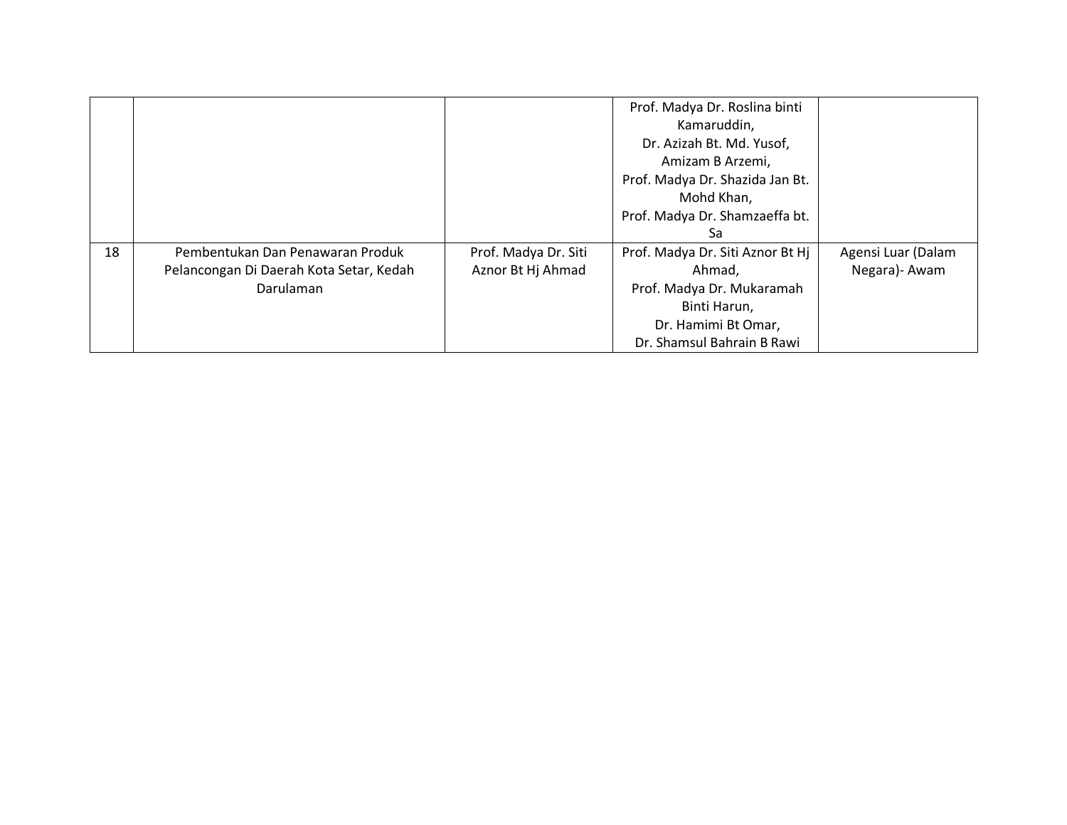| | | | | |
|---|---|---|---|---|
| | | | Prof. Madya Dr. Roslina binti Kamaruddin, Dr. Azizah Bt. Md. Yusof, Amizam B Arzemi, Prof. Madya Dr. Shazida Jan Bt. Mohd Khan, Prof. Madya Dr. Shamzaeffa bt. Sa | |
| 18 | Pembentukan Dan Penawaran Produk Pelancongan Di Daerah Kota Setar, Kedah Darulaman | Prof. Madya Dr. Siti Aznor Bt Hj Ahmad | Prof. Madya Dr. Siti Aznor Bt Hj Ahmad, Prof. Madya Dr. Mukaramah Binti Harun, Dr. Hamimi Bt Omar, Dr. Shamsul Bahrain B Rawi | Agensi Luar (Dalam Negara)- Awam |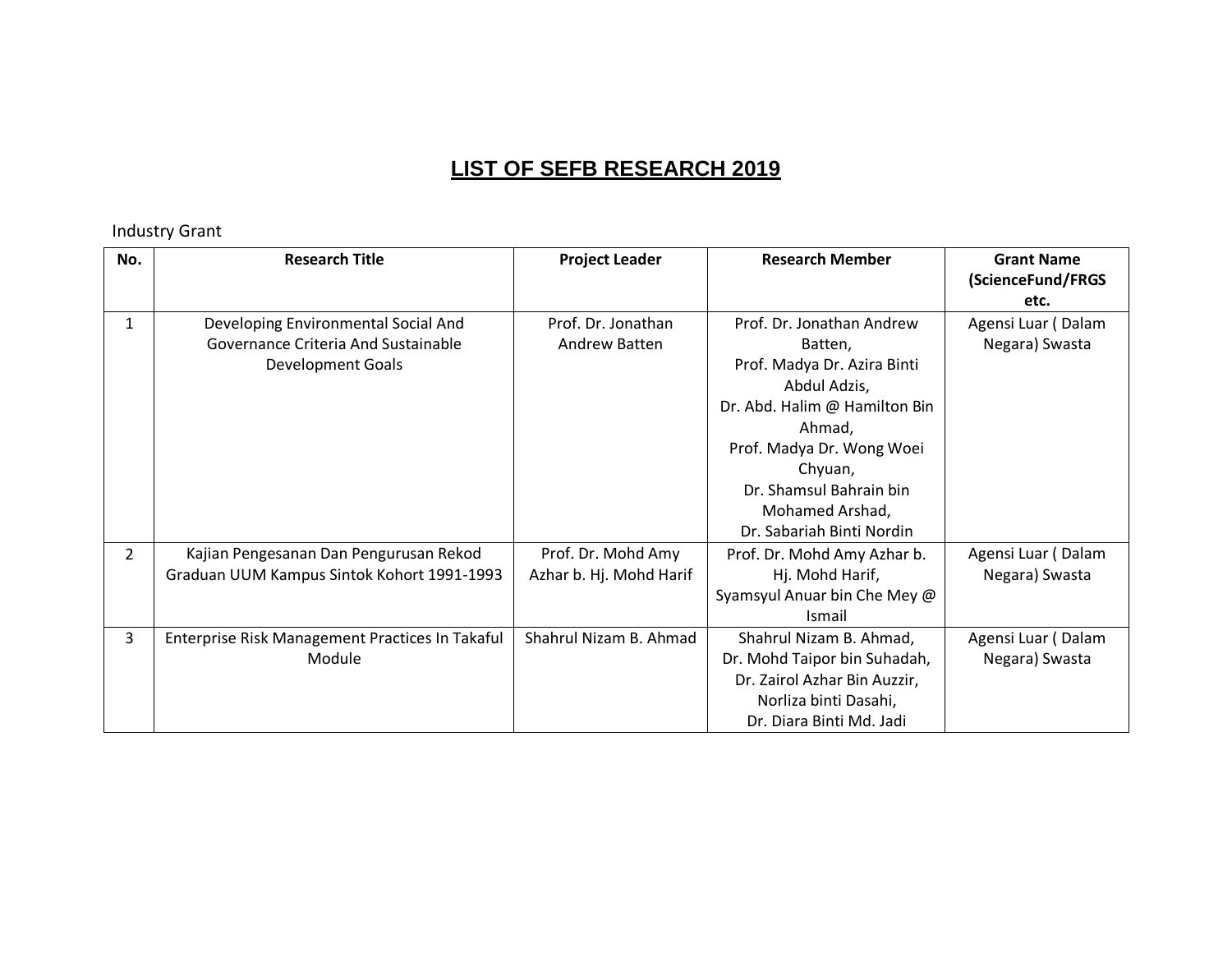# LIST OF SEFB RESEARCH 2019

Industry Grant

| No. | Research Title | Project Leader | Research Member | Grant Name (ScienceFund/FRGS etc. |
|---|---|---|---|---|
| 1 | Developing Environmental Social And Governance Criteria And Sustainable Development Goals | Prof. Dr. Jonathan Andrew Batten | Prof. Dr. Jonathan Andrew Batten, Prof. Madya Dr. Azira Binti Abdul Adzis, Dr. Abd. Halim @ Hamilton Bin Ahmad, Prof. Madya Dr. Wong Woei Chyuan, Dr. Shamsul Bahrain bin Mohamed Arshad, Dr. Sabariah Binti Nordin | Agensi Luar ( Dalam Negara) Swasta |
| 2 | Kajian Pengesanan Dan Pengurusan Rekod Graduan UUM Kampus Sintok Kohort 1991-1993 | Prof. Dr. Mohd Amy Azhar b. Hj. Mohd Harif | Prof. Dr. Mohd Amy Azhar b. Hj. Mohd Harif, Syamsyul Anuar bin Che Mey @ Ismail | Agensi Luar ( Dalam Negara) Swasta |
| 3 | Enterprise Risk Management Practices In Takaful Module | Shahrul Nizam B. Ahmad | Shahrul Nizam B. Ahmad, Dr. Mohd Taipor bin Suhadah, Dr. Zairol Azhar Bin Auzzir, Norliza binti Dasahi, Dr. Diara Binti Md. Jadi | Agensi Luar ( Dalam Negara) Swasta |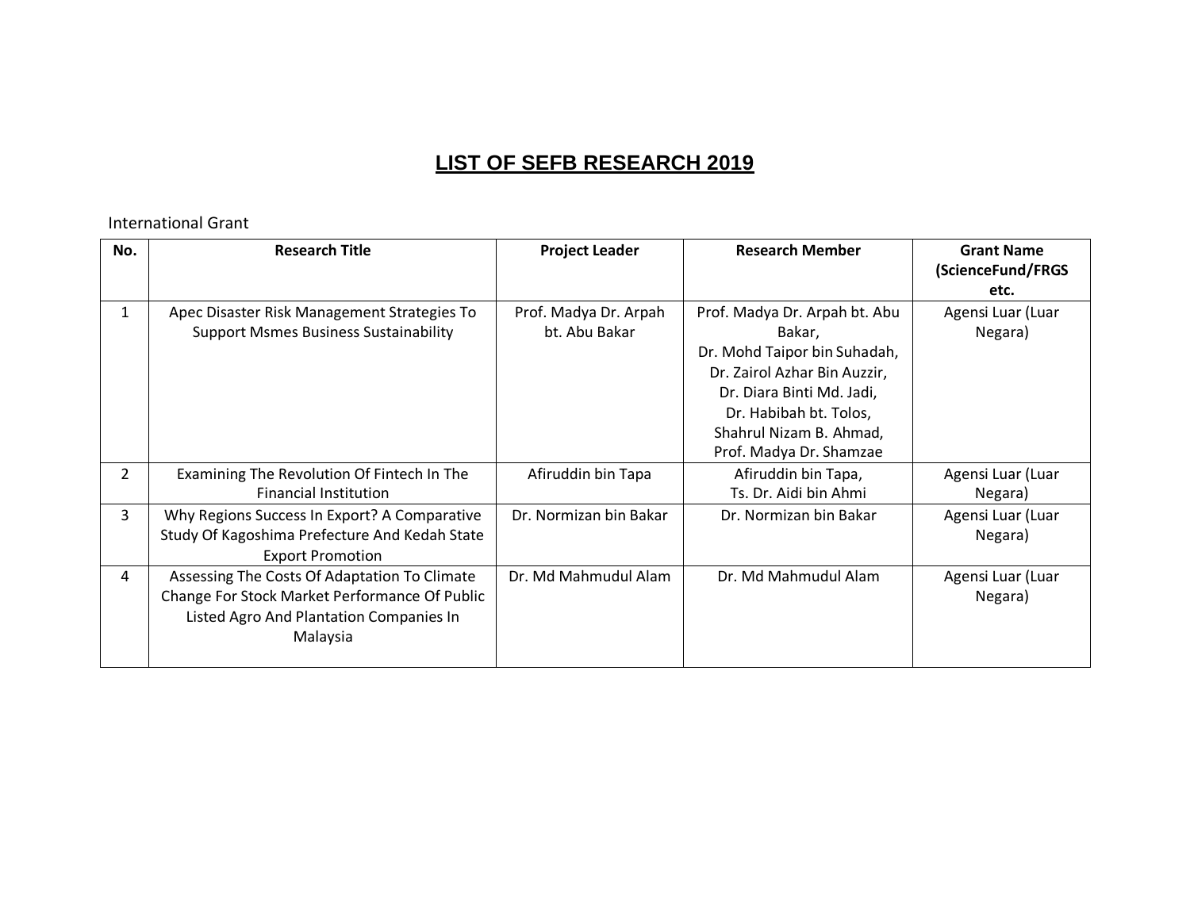# LIST OF SEFB RESEARCH 2019

International Grant

| No. | Research Title | Project Leader | Research Member | Grant Name (ScienceFund/FRGS etc. |
|---|---|---|---|---|
| 1 | Apec Disaster Risk Management Strategies To Support Msmes Business Sustainability | Prof. Madya Dr. Arpah bt. Abu Bakar | Prof. Madya Dr. Arpah bt. Abu Bakar, Dr. Mohd Taipor bin Suhadah, Dr. Zairol Azhar Bin Auzzir, Dr. Diara Binti Md. Jadi, Dr. Habibah bt. Tolos, Shahrul Nizam B. Ahmad, Prof. Madya Dr. Shamzae | Agensi Luar (Luar Negara) |
| 2 | Examining The Revolution Of Fintech In The Financial Institution | Afiruddin bin Tapa | Afiruddin bin Tapa, Ts. Dr. Aidi bin Ahmi | Agensi Luar (Luar Negara) |
| 3 | Why Regions Success In Export? A Comparative Study Of Kagoshima Prefecture And Kedah State Export Promotion | Dr. Normizan bin Bakar | Dr. Normizan bin Bakar | Agensi Luar (Luar Negara) |
| 4 | Assessing The Costs Of Adaptation To Climate Change For Stock Market Performance Of Public Listed Agro And Plantation Companies In Malaysia | Dr. Md Mahmudul Alam | Dr. Md Mahmudul Alam | Agensi Luar (Luar Negara) |